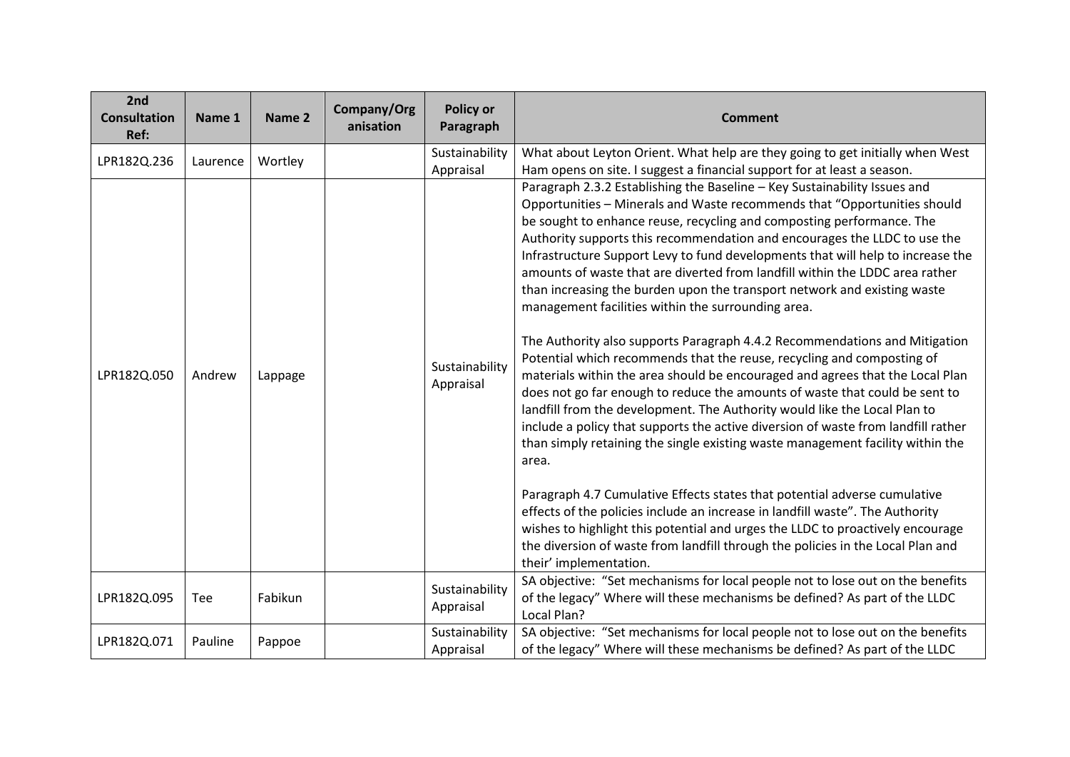| 2nd Consultation Ref: | Name 1 | Name 2 | Company/Organisation | Policy or Paragraph | Comment |
|---|---|---|---|---|---|
| LPR182Q.236 | Laurence | Wortley | | Sustainability Appraisal | What about Leyton Orient. What help are they going to get initially when West Ham opens on site. I suggest a financial support for at least a season. |
| LPR182Q.050 | Andrew | Lappage | | Sustainability Appraisal | Paragraph 2.3.2 Establishing the Baseline – Key Sustainability Issues and Opportunities – Minerals and Waste recommends that "Opportunities should be sought to enhance reuse, recycling and composting performance. The Authority supports this recommendation and encourages the LLDC to use the Infrastructure Support Levy to fund developments that will help to increase the amounts of waste that are diverted from landfill within the LDDC area rather than increasing the burden upon the transport network and existing waste management facilities within the surrounding area.<br><br>The Authority also supports Paragraph 4.4.2 Recommendations and Mitigation Potential which recommends that the reuse, recycling and composting of materials within the area should be encouraged and agrees that the Local Plan does not go far enough to reduce the amounts of waste that could be sent to landfill from the development. The Authority would like the Local Plan to include a policy that supports the active diversion of waste from landfill rather than simply retaining the single existing waste management facility within the area.<br><br>Paragraph 4.7 Cumulative Effects states that potential adverse cumulative effects of the policies include an increase in landfill waste". The Authority wishes to highlight this potential and urges the LLDC to proactively encourage the diversion of waste from landfill through the policies in the Local Plan and their' implementation. |
| LPR182Q.095 | Tee | Fabikun | | Sustainability Appraisal | SA objective: "Set mechanisms for local people not to lose out on the benefits of the legacy" Where will these mechanisms be defined? As part of the LLDC Local Plan? |
| LPR182Q.071 | Pauline | Pappoe | | Sustainability Appraisal | SA objective: "Set mechanisms for local people not to lose out on the benefits of the legacy" Where will these mechanisms be defined? As part of the LLDC |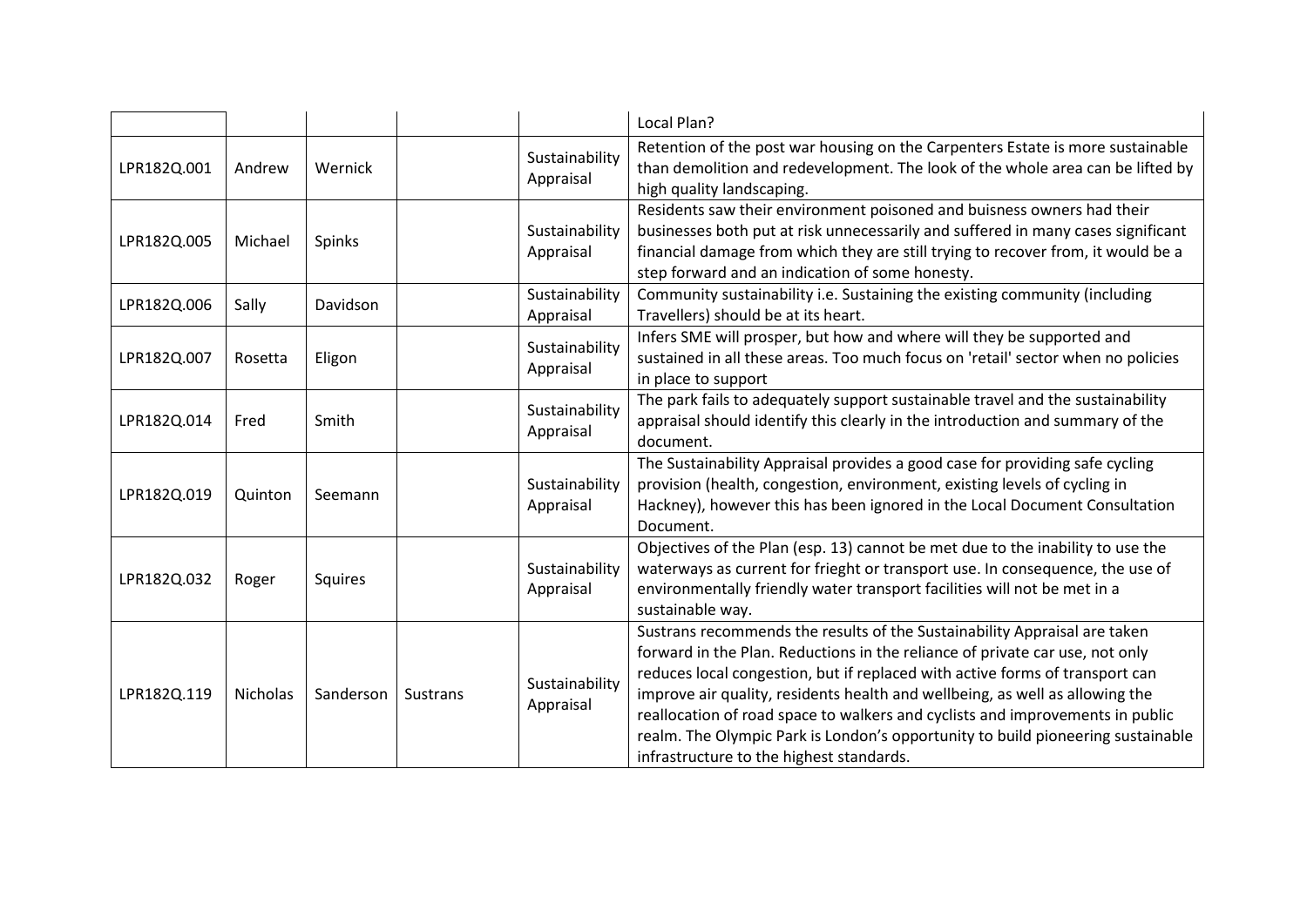| | | | | | Local Plan? |
|---|---|---|---|---|---|
| LPR182Q.001 | Andrew | Wernick | | Sustainability Appraisal | Retention of the post war housing on the Carpenters Estate is more sustainable than demolition and redevelopment. The look of the whole area can be lifted by high quality landscaping. |
| LPR182Q.005 | Michael | Spinks | | Sustainability Appraisal | Residents saw their environment poisoned and buisness owners had their businesses both put at risk unnecessarily and suffered in many cases significant financial damage from which they are still trying to recover from, it would be a step forward and an indication of some honesty. |
| LPR182Q.006 | Sally | Davidson | | Sustainability Appraisal | Community sustainability i.e. Sustaining the existing community (including Travellers) should be at its heart. |
| LPR182Q.007 | Rosetta | Eligon | | Sustainability Appraisal | Infers SME will prosper, but how and where will they be supported and sustained in all these areas. Too much focus on 'retail' sector when no policies in place to support |
| LPR182Q.014 | Fred | Smith | | Sustainability Appraisal | The park fails to adequately support sustainable travel and the sustainability appraisal should identify this clearly in the introduction and summary of the document. |
| LPR182Q.019 | Quinton | Seemann | | Sustainability Appraisal | The Sustainability Appraisal provides a good case for providing safe cycling provision (health, congestion, environment, existing levels of cycling in Hackney), however this has been ignored in the Local Document Consultation Document. |
| LPR182Q.032 | Roger | Squires | | Sustainability Appraisal | Objectives of the Plan (esp. 13) cannot be met due to the inability to use the waterways as current for frieght or transport use. In consequence, the use of environmentally friendly water transport facilities will not be met in a sustainable way. |
| LPR182Q.119 | Nicholas | Sanderson | Sustrans | Sustainability Appraisal | Sustrans recommends the results of the Sustainability Appraisal are taken forward in the Plan. Reductions in the reliance of private car use, not only reduces local congestion, but if replaced with active forms of transport can improve air quality, residents health and wellbeing, as well as allowing the reallocation of road space to walkers and cyclists and improvements in public realm. The Olympic Park is London's opportunity to build pioneering sustainable infrastructure to the highest standards. |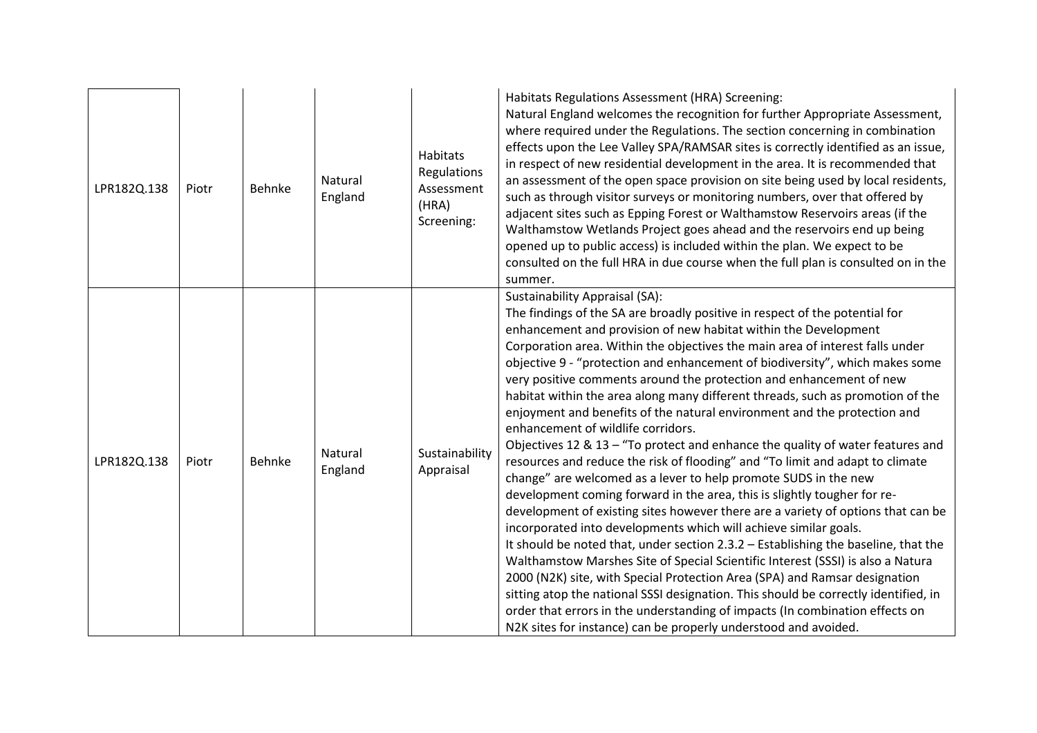| LPR182Q.138 | Piotr | Behnke | Natural England | Habitats Regulations Assessment (HRA) Screening: | Habitats Regulations Assessment (HRA) Screening:<br>Natural England welcomes the recognition for further Appropriate Assessment, where required under the Regulations. The section concerning in combination effects upon the Lee Valley SPA/RAMSAR sites is correctly identified as an issue, in respect of new residential development in the area. It is recommended that an assessment of the open space provision on site being used by local residents, such as through visitor surveys or monitoring numbers, over that offered by adjacent sites such as Epping Forest or Walthamstow Reservoirs areas (if the Walthamstow Wetlands Project goes ahead and the reservoirs end up being opened up to public access) is included within the plan. We expect to be consulted on the full HRA in due course when the full plan is consulted on in the summer. |
|---|---|---|---|---|---|
| LPR182Q.138 | Piotr | Behnke | Natural England | Sustainability Appraisal | Sustainability Appraisal (SA):<br>The findings of the SA are broadly positive in respect of the potential for enhancement and provision of new habitat within the Development Corporation area. Within the objectives the main area of interest falls under objective 9 - "protection and enhancement of biodiversity", which makes some very positive comments around the protection and enhancement of new habitat within the area along many different threads, such as promotion of the enjoyment and benefits of the natural environment and the protection and enhancement of wildlife corridors.<br>Objectives 12 & 13 – "To protect and enhance the quality of water features and resources and reduce the risk of flooding" and "To limit and adapt to climate change" are welcomed as a lever to help promote SUDS in the new development coming forward in the area, this is slightly tougher for re-development of existing sites however there are a variety of options that can be incorporated into developments which will achieve similar goals.<br>It should be noted that, under section 2.3.2 – Establishing the baseline, that the Walthamstow Marshes Site of Special Scientific Interest (SSSI) is also a Natura 2000 (N2K) site, with Special Protection Area (SPA) and Ramsar designation sitting atop the national SSSI designation. This should be correctly identified, in order that errors in the understanding of impacts (In combination effects on N2K sites for instance) can be properly understood and avoided. |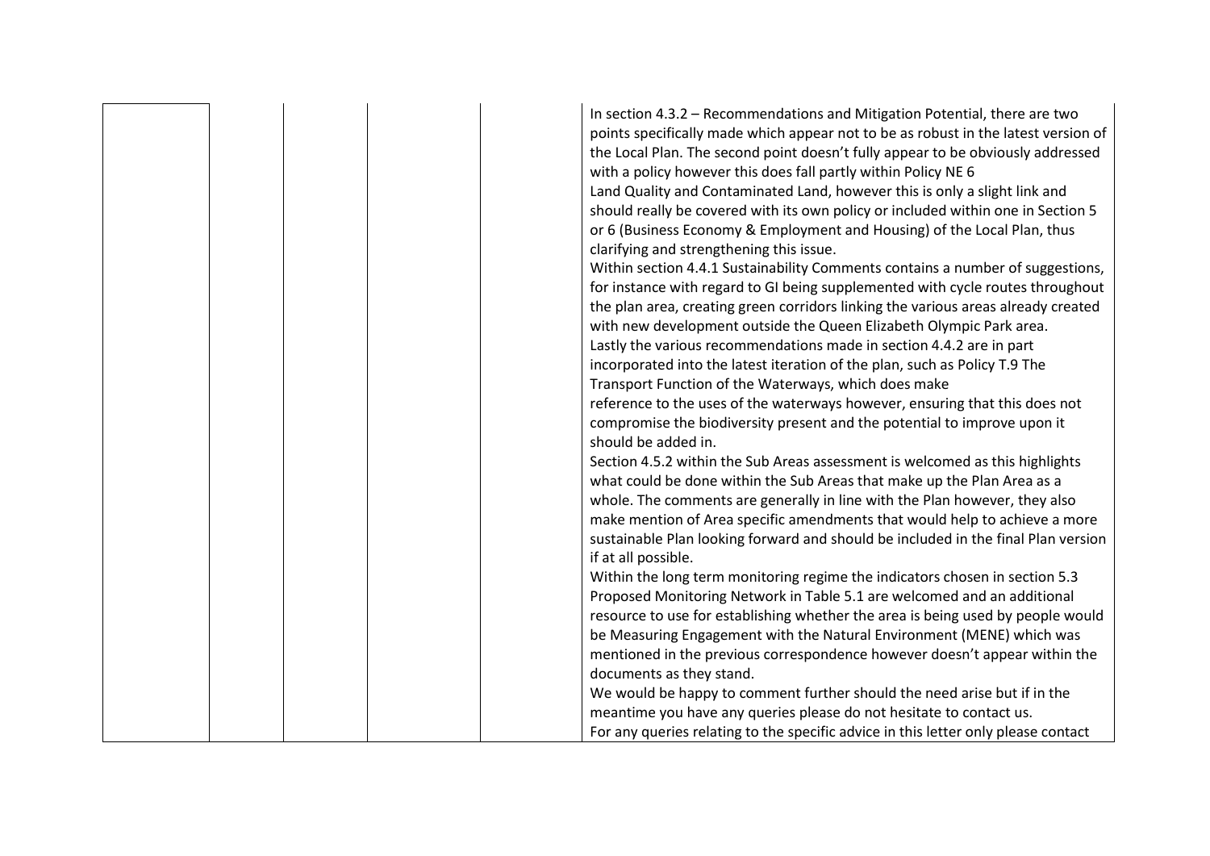| | | | | | |
|---|---|---|---|---|---|
| | | | | | In section 4.3.2 – Recommendations and Mitigation Potential, there are two points specifically made which appear not to be as robust in the latest version of the Local Plan. The second point doesn't fully appear to be obviously addressed with a policy however this does fall partly within Policy NE 6 Land Quality and Contaminated Land, however this is only a slight link and should really be covered with its own policy or included within one in Section 5 or 6 (Business Economy & Employment and Housing) of the Local Plan, thus clarifying and strengthening this issue.<br>Within section 4.4.1 Sustainability Comments contains a number of suggestions, for instance with regard to GI being supplemented with cycle routes throughout the plan area, creating green corridors linking the various areas already created with new development outside the Queen Elizabeth Olympic Park area.<br>Lastly the various recommendations made in section 4.4.2 are in part incorporated into the latest iteration of the plan, such as Policy T.9 The Transport Function of the Waterways, which does make reference to the uses of the waterways however, ensuring that this does not compromise the biodiversity present and the potential to improve upon it should be added in.<br>Section 4.5.2 within the Sub Areas assessment is welcomed as this highlights what could be done within the Sub Areas that make up the Plan Area as a whole. The comments are generally in line with the Plan however, they also make mention of Area specific amendments that would help to achieve a more sustainable Plan looking forward and should be included in the final Plan version if at all possible.<br>Within the long term monitoring regime the indicators chosen in section 5.3 Proposed Monitoring Network in Table 5.1 are welcomed and an additional resource to use for establishing whether the area is being used by people would be Measuring Engagement with the Natural Environment (MENE) which was mentioned in the previous correspondence however doesn't appear within the documents as they stand.<br>We would be happy to comment further should the need arise but if in the meantime you have any queries please do not hesitate to contact us.<br>For any queries relating to the specific advice in this letter only please contact |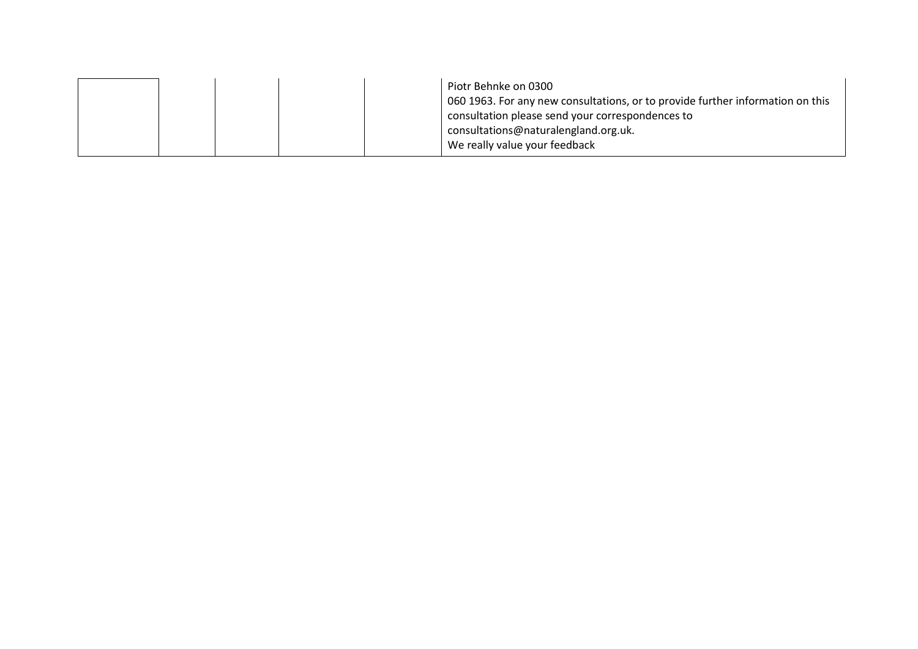| | | | | | |
|---|---|---|---|---|---|
| | | | | | Piotr Behnke on 0300 060 1963. For any new consultations, or to provide further information on this consultation please send your correspondences to consultations@naturalengland.org.uk. We really value your feedback |